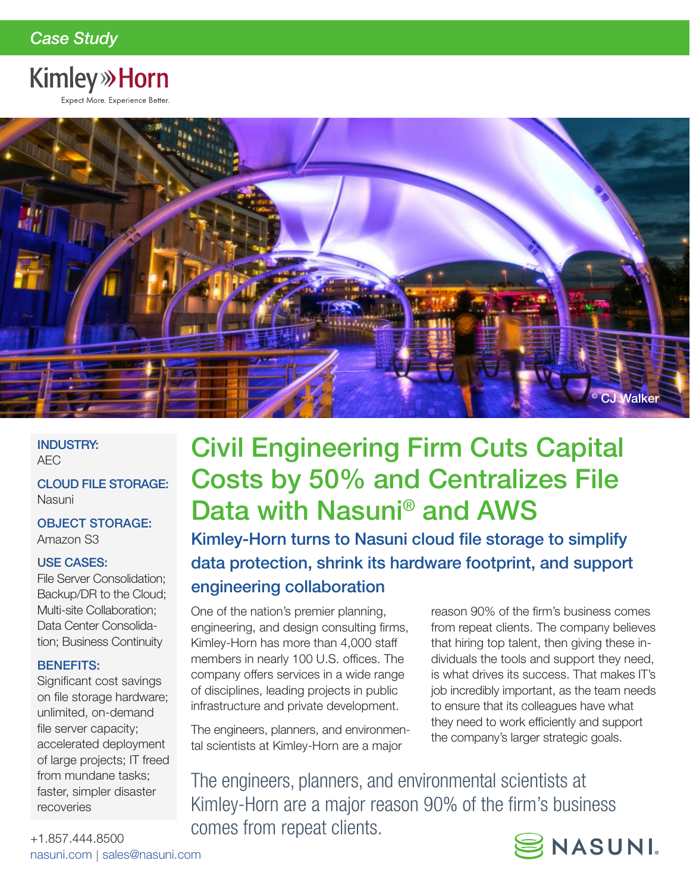*Case Study*

Kimley»Horn

Expect More. Experience Better.

© CJ Walker

**INDUSTRY:**
AEC

**CLOUD FILE STORAGE:**
Nasuni

**OBJECT STORAGE:**
Amazon S3

**USE CASES:**
File Server Consolidation; Backup/DR to the Cloud; Multi-site Collaboration; Data Center Consolidation; Business Continuity

**BENEFITS:**
Significant cost savings on file storage hardware; unlimited, on-demand file server capacity; accelerated deployment of large projects; IT freed from mundane tasks; faster, simpler disaster recoveries

# Civil Engineering Firm Cuts Capital Costs by 50% and Centralizes File Data with Nasuni® and AWS

## Kimley-Horn turns to Nasuni cloud file storage to simplify data protection, shrink its hardware footprint, and support engineering collaboration

One of the nation's premier planning, engineering, and design consulting firms, Kimley-Horn has more than 4,000 staff members in nearly 100 U.S. offices. The company offers services in a wide range of disciplines, leading projects in public infrastructure and private development.

The engineers, planners, and environmental scientists at Kimley-Horn are a major reason 90% of the firm's business comes from repeat clients. The company believes that hiring top talent, then giving these individuals the tools and support they need, is what drives its success. That makes IT's job incredibly important, as the team needs to ensure that its colleagues have what they need to work efficiently and support the company's larger strategic goals.

> The engineers, planners, and environmental scientists at Kimley-Horn are a major reason 90% of the firm's business comes from repeat clients.

+1.857.444.8500
nasuni.com | sales@nasuni.com

NASUNI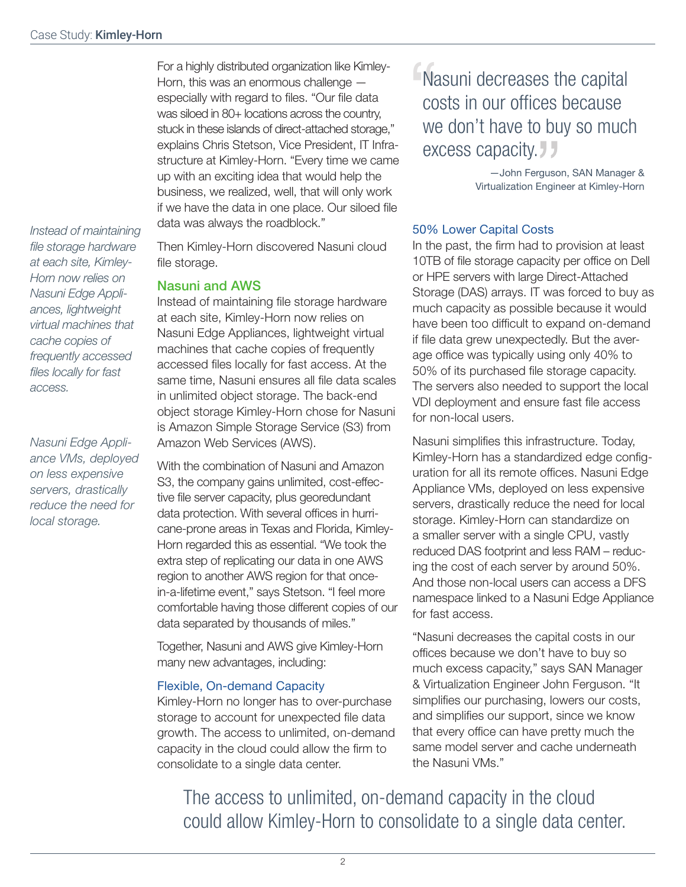For a highly distributed organization like Kimley-Horn, this was an enormous challenge — especially with regard to files. "Our file data was siloed in 80+ locations across the country, stuck in these islands of direct-attached storage," explains Chris Stetson, Vice President, IT Infrastructure at Kimley-Horn. "Every time we came up with an exciting idea that would help the business, we realized, well, that will only work if we have the data in one place. Our siloed file data was always the roadblock."

Then Kimley-Horn discovered Nasuni cloud file storage.

*Instead of maintaining file storage hardware at each site, Kimley-Horn now relies on Nasuni Edge Appliances, lightweight virtual machines that cache copies of frequently accessed files locally for fast access.*

## Nasuni and AWS

Instead of maintaining file storage hardware at each site, Kimley-Horn now relies on Nasuni Edge Appliances, lightweight virtual machines that cache copies of frequently accessed files locally for fast access. At the same time, Nasuni ensures all file data scales in unlimited object storage. The back-end object storage Kimley-Horn chose for Nasuni is Amazon Simple Storage Service (S3) from Amazon Web Services (AWS).

*Nasuni Edge Appliance VMs, deployed on less expensive servers, drastically reduce the need for local storage.*

With the combination of Nasuni and Amazon S3, the company gains unlimited, cost-effective file server capacity, plus georedundant data protection. With several offices in hurricane-prone areas in Texas and Florida, Kimley-Horn regarded this as essential. "We took the extra step of replicating our data in one AWS region to another AWS region for that once-in-a-lifetime event," says Stetson. "I feel more comfortable having those different copies of our data separated by thousands of miles."

Together, Nasuni and AWS give Kimley-Horn many new advantages, including:

### Flexible, On-demand Capacity

Kimley-Horn no longer has to over-purchase storage to account for unexpected file data growth. The access to unlimited, on-demand capacity in the cloud could allow the firm to consolidate to a single data center.

> "Nasuni decreases the capital costs in our offices because we don't have to buy so much excess capacity."
>
> —John Ferguson, SAN Manager & Virtualization Engineer at Kimley-Horn

### 50% Lower Capital Costs

In the past, the firm had to provision at least 10TB of file storage capacity per office on Dell or HPE servers with large Direct-Attached Storage (DAS) arrays. IT was forced to buy as much capacity as possible because it would have been too difficult to expand on-demand if file data grew unexpectedly. But the average office was typically using only 40% to 50% of its purchased file storage capacity. The servers also needed to support the local VDI deployment and ensure fast file access for non-local users.

Nasuni simplifies this infrastructure. Today, Kimley-Horn has a standardized edge configuration for all its remote offices. Nasuni Edge Appliance VMs, deployed on less expensive servers, drastically reduce the need for local storage. Kimley-Horn can standardize on a smaller server with a single CPU, vastly reduced DAS footprint and less RAM – reducing the cost of each server by around 50%. And those non-local users can access a DFS namespace linked to a Nasuni Edge Appliance for fast access.

"Nasuni decreases the capital costs in our offices because we don't have to buy so much excess capacity," says SAN Manager & Virtualization Engineer John Ferguson. "It simplifies our purchasing, lowers our costs, and simplifies our support, since we know that every office can have pretty much the same model server and cache underneath the Nasuni VMs."

> The access to unlimited, on-demand capacity in the cloud could allow Kimley-Horn to consolidate to a single data center.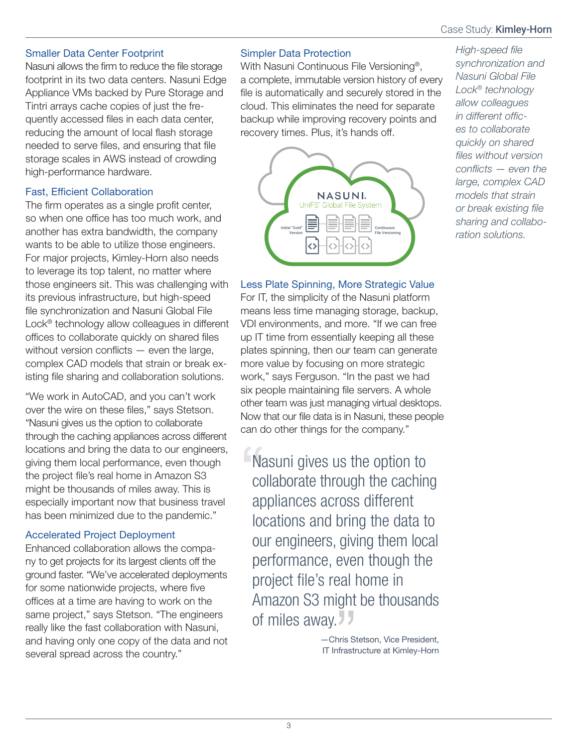### Smaller Data Center Footprint

Nasuni allows the firm to reduce the file storage footprint in its two data centers. Nasuni Edge Appliance VMs backed by Pure Storage and Tintri arrays cache copies of just the frequently accessed files in each data center, reducing the amount of local flash storage needed to serve files, and ensuring that file storage scales in AWS instead of crowding high-performance hardware.

### Fast, Efficient Collaboration

The firm operates as a single profit center, so when one office has too much work, and another has extra bandwidth, the company wants to be able to utilize those engineers. For major projects, Kimley-Horn also needs to leverage its top talent, no matter where those engineers sit. This was challenging with its previous infrastructure, but high-speed file synchronization and Nasuni Global File Lock® technology allow colleagues in different offices to collaborate quickly on shared files without version conflicts — even the large, complex CAD models that strain or break existing file sharing and collaboration solutions.

"We work in AutoCAD, and you can't work over the wire on these files," says Stetson. "Nasuni gives us the option to collaborate through the caching appliances across different locations and bring the data to our engineers, giving them local performance, even though the project file's real home in Amazon S3 might be thousands of miles away. This is especially important now that business travel has been minimized due to the pandemic."

### Accelerated Project Deployment

Enhanced collaboration allows the company to get projects for its largest clients off the ground faster. "We've accelerated deployments for some nationwide projects, where five offices at a time are having to work on the same project," says Stetson. "The engineers really like the fast collaboration with Nasuni, and having only one copy of the data and not several spread across the country."

### Simpler Data Protection

With Nasuni Continuous File Versioning®, a complete, immutable version history of every file is automatically and securely stored in the cloud. This eliminates the need for separate backup while improving recovery points and recovery times. Plus, it's hands off.

NASUNI. UniFS® Global File System — Initial "Gold" Version — Continuous File Versioning

### Less Plate Spinning, More Strategic Value

For IT, the simplicity of the Nasuni platform means less time managing storage, backup, VDI environments, and more. "If we can free up IT time from essentially keeping all these plates spinning, then our team can generate more value by focusing on more strategic work," says Ferguson. "In the past we had six people maintaining file servers. A whole other team was just managing virtual desktops. Now that our file data is in Nasuni, these people can do other things for the company."

> "Nasuni gives us the option to collaborate through the caching appliances across different locations and bring the data to our engineers, giving them local performance, even though the project file's real home in Amazon S3 might be thousands of miles away."
>
> —Chris Stetson, Vice President, IT Infrastructure at Kimley-Horn

*High-speed file synchronization and Nasuni Global File Lock® technology allow colleagues in different offices to collaborate quickly on shared files without version conflicts — even the large, complex CAD models that strain or break existing file sharing and collaboration solutions.*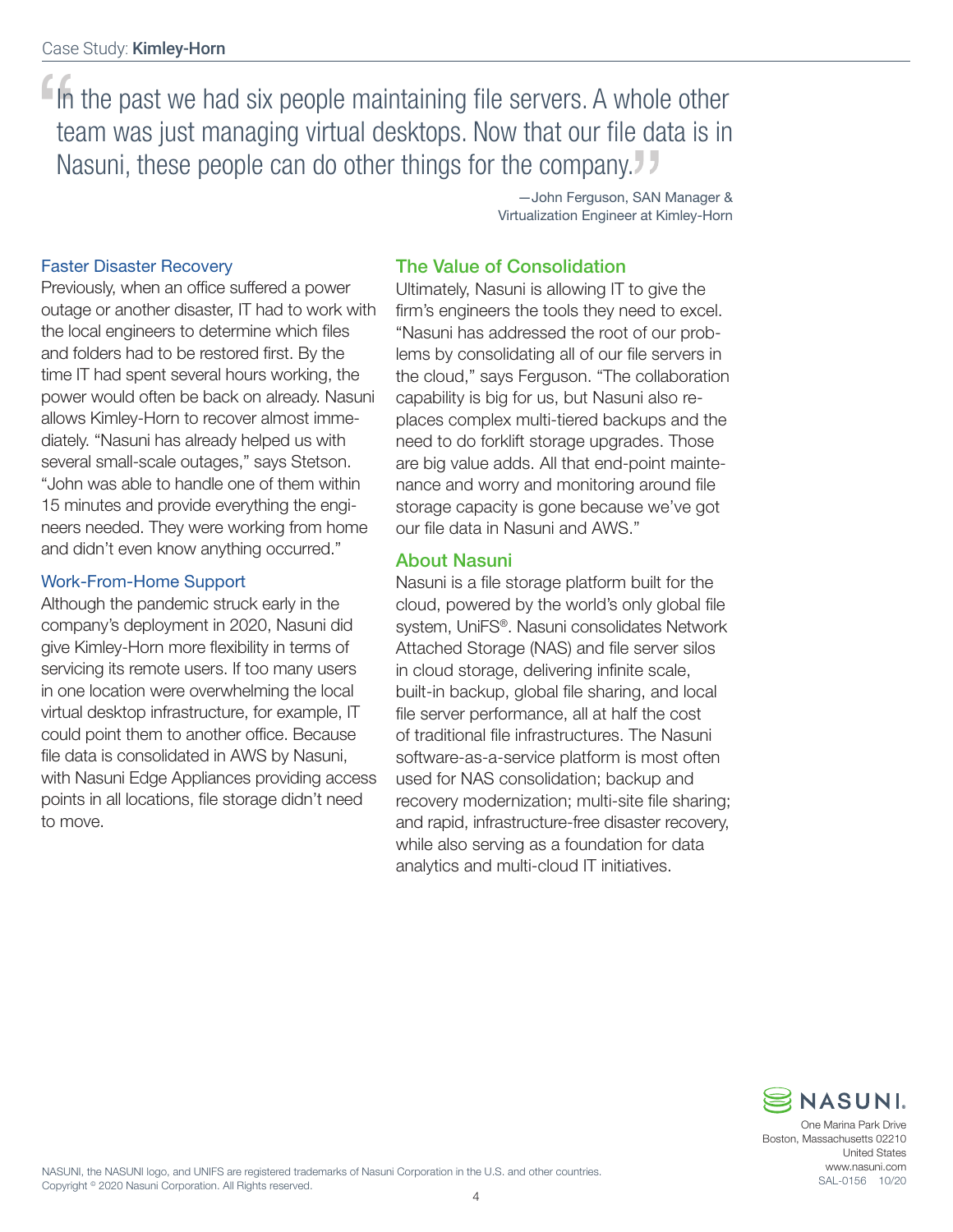> "In the past we had six people maintaining file servers. A whole other team was just managing virtual desktops. Now that our file data is in Nasuni, these people can do other things for the company."
>
> —John Ferguson, SAN Manager & Virtualization Engineer at Kimley-Horn

### Faster Disaster Recovery

Previously, when an office suffered a power outage or another disaster, IT had to work with the local engineers to determine which files and folders had to be restored first. By the time IT had spent several hours working, the power would often be back on already. Nasuni allows Kimley-Horn to recover almost immediately. "Nasuni has already helped us with several small-scale outages," says Stetson. "John was able to handle one of them within 15 minutes and provide everything the engineers needed. They were working from home and didn't even know anything occurred."

### Work-From-Home Support

Although the pandemic struck early in the company's deployment in 2020, Nasuni did give Kimley-Horn more flexibility in terms of servicing its remote users. If too many users in one location were overwhelming the local virtual desktop infrastructure, for example, IT could point them to another office. Because file data is consolidated in AWS by Nasuni, with Nasuni Edge Appliances providing access points in all locations, file storage didn't need to move.

## The Value of Consolidation

Ultimately, Nasuni is allowing IT to give the firm's engineers the tools they need to excel. "Nasuni has addressed the root of our problems by consolidating all of our file servers in the cloud," says Ferguson. "The collaboration capability is big for us, but Nasuni also replaces complex multi-tiered backups and the need to do forklift storage upgrades. Those are big value adds. All that end-point maintenance and worry and monitoring around file storage capacity is gone because we've got our file data in Nasuni and AWS."

## About Nasuni

Nasuni is a file storage platform built for the cloud, powered by the world's only global file system, UniFS®. Nasuni consolidates Network Attached Storage (NAS) and file server silos in cloud storage, delivering infinite scale, built-in backup, global file sharing, and local file server performance, all at half the cost of traditional file infrastructures. The Nasuni software-as-a-service platform is most often used for NAS consolidation; backup and recovery modernization; multi-site file sharing; and rapid, infrastructure-free disaster recovery, while also serving as a foundation for data analytics and multi-cloud IT initiatives.

NASUNI

One Marina Park Drive
Boston, Massachusetts 02210
United States
www.nasuni.com
SAL-0156 10/20

NASUNI, the NASUNI logo, and UNIFS are registered trademarks of Nasuni Corporation in the U.S. and other countries.
Copyright © 2020 Nasuni Corporation. All Rights reserved.